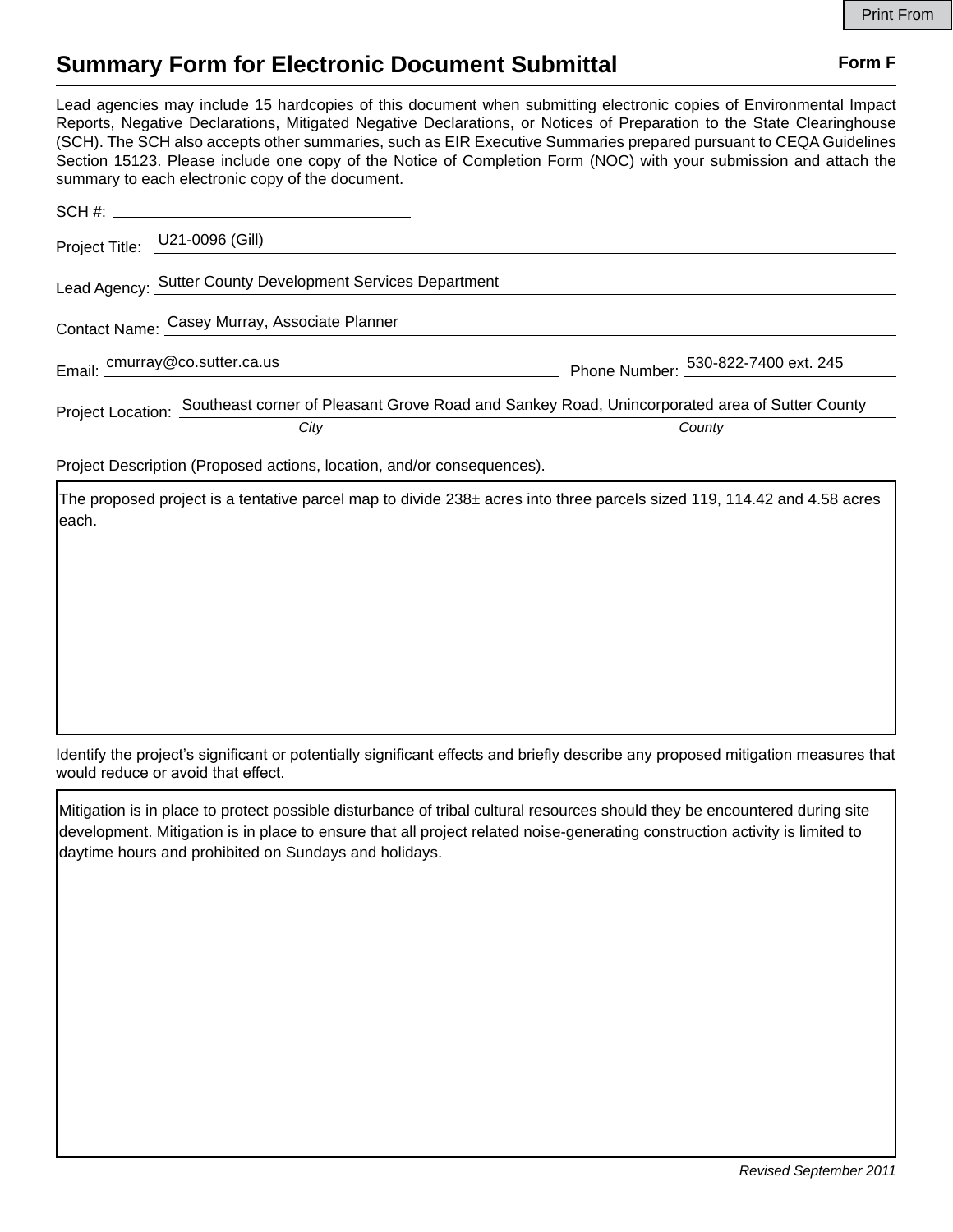Print From

# Summary Form for Electronic Document Submittal

**Form F**

Lead agencies may include 15 hardcopies of this document when submitting electronic copies of Environmental Impact Reports, Negative Declarations, Mitigated Negative Declarations, or Notices of Preparation to the State Clearinghouse (SCH). The SCH also accepts other summaries, such as EIR Executive Summaries prepared pursuant to CEQA Guidelines Section 15123. Please include one copy of the Notice of Completion Form (NOC) with your submission and attach the summary to each electronic copy of the document.

SCH #: ____________________

Project Title: U21-0096 (Gill)

Lead Agency: Sutter County Development Services Department

Contact Name: Casey Murray, Associate Planner

Email: cmurray@co.sutter.ca.us

Phone Number: 530-822-7400 ext. 245

Project Location: Southeast corner of Pleasant Grove Road and Sankey Road, Unincorporated area of Sutter County

*City* *County*

Project Description (Proposed actions, location, and/or consequences).

The proposed project is a tentative parcel map to divide 238± acres into three parcels sized 119, 114.42 and 4.58 acres each.

Identify the project's significant or potentially significant effects and briefly describe any proposed mitigation measures that would reduce or avoid that effect.

Mitigation is in place to protect possible disturbance of tribal cultural resources should they be encountered during site development. Mitigation is in place to ensure that all project related noise-generating construction activity is limited to daytime hours and prohibited on Sundays and holidays.

*Revised September 2011*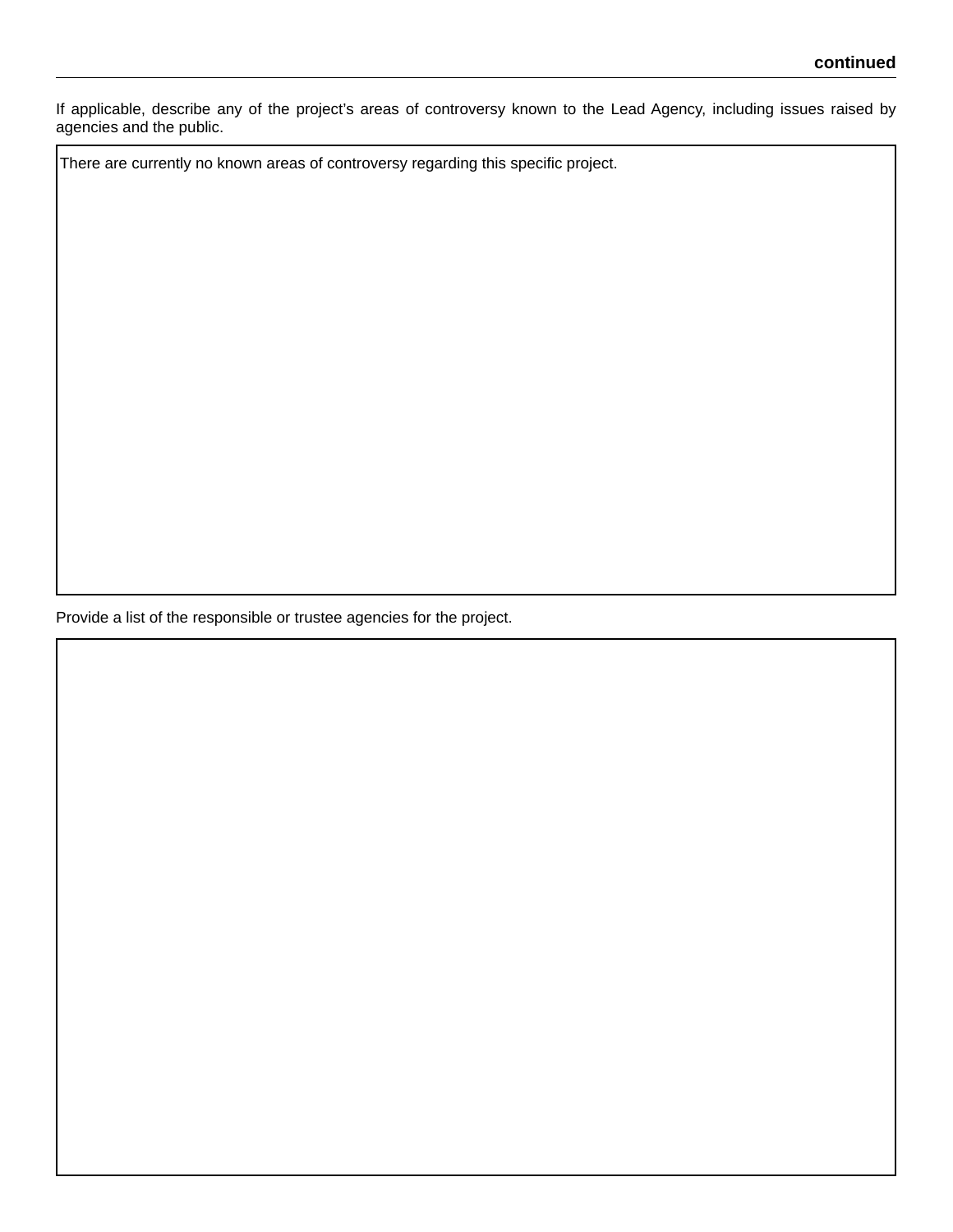If applicable, describe any of the project's areas of controversy known to the Lead Agency, including issues raised by agencies and the public.

There are currently no known areas of controversy regarding this specific project.

Provide a list of the responsible or trustee agencies for the project.